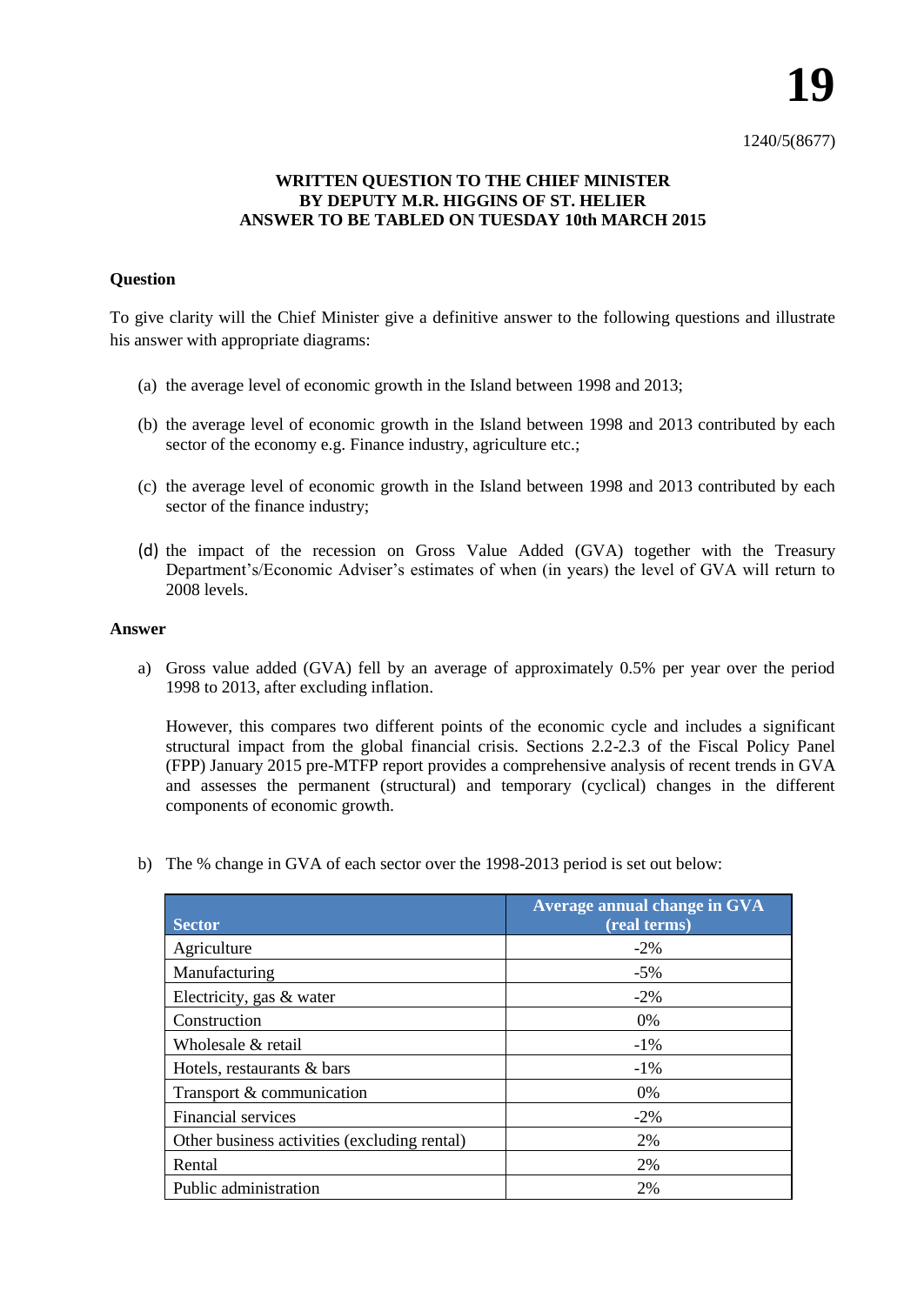# 19

1240/5(8677)

**WRITTEN QUESTION TO THE CHIEF MINISTER**
**BY DEPUTY M.R. HIGGINS OF ST. HELIER**
**ANSWER TO BE TABLED ON TUESDAY 10th MARCH 2015**

**Question**

To give clarity will the Chief Minister give a definitive answer to the following questions and illustrate his answer with appropriate diagrams:

(a) the average level of economic growth in the Island between 1998 and 2013;

(b) the average level of economic growth in the Island between 1998 and 2013 contributed by each sector of the economy e.g. Finance industry, agriculture etc.;

(c) the average level of economic growth in the Island between 1998 and 2013 contributed by each sector of the finance industry;

(d) the impact of the recession on Gross Value Added (GVA) together with the Treasury Department's/Economic Adviser's estimates of when (in years) the level of GVA will return to 2008 levels.

**Answer**

a) Gross value added (GVA) fell by an average of approximately 0.5% per year over the period 1998 to 2013, after excluding inflation.

However, this compares two different points of the economic cycle and includes a significant structural impact from the global financial crisis. Sections 2.2-2.3 of the Fiscal Policy Panel (FPP) January 2015 pre-MTFP report provides a comprehensive analysis of recent trends in GVA and assesses the permanent (structural) and temporary (cyclical) changes in the different components of economic growth.

b) The % change in GVA of each sector over the 1998-2013 period is set out below:

| Sector | Average annual change in GVA (real terms) |
|---|---|
| Agriculture | -2% |
| Manufacturing | -5% |
| Electricity, gas & water | -2% |
| Construction | 0% |
| Wholesale & retail | -1% |
| Hotels, restaurants & bars | -1% |
| Transport & communication | 0% |
| Financial services | -2% |
| Other business activities (excluding rental) | 2% |
| Rental | 2% |
| Public administration | 2% |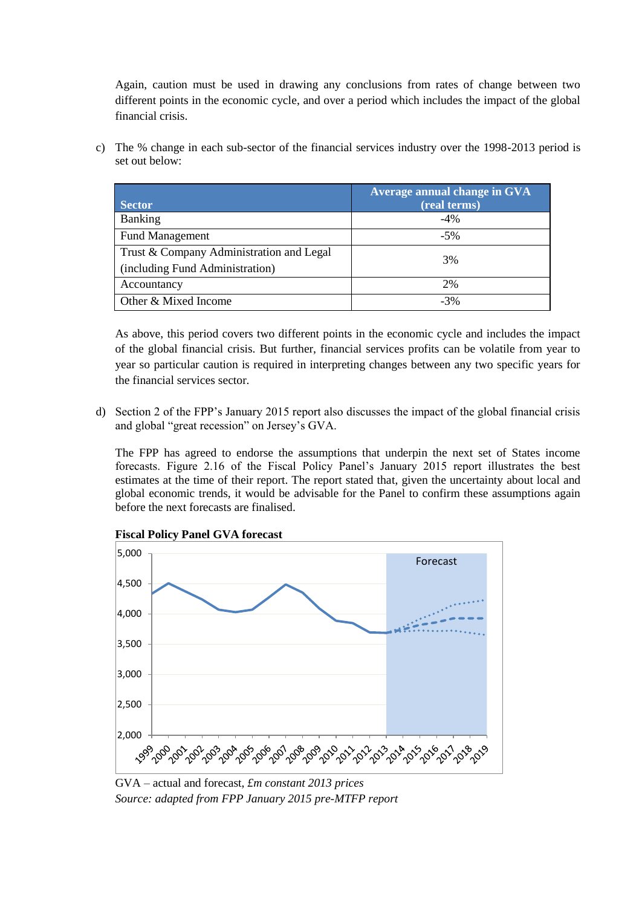Again, caution must be used in drawing any conclusions from rates of change between two different points in the economic cycle, and over a period which includes the impact of the global financial crisis.

c) The % change in each sub-sector of the financial services industry over the 1998-2013 period is set out below:

| Sector | Average annual change in GVA (real terms) |
|---|---|
| Banking | -4% |
| Fund Management | -5% |
| Trust & Company Administration and Legal (including Fund Administration) | 3% |
| Accountancy | 2% |
| Other & Mixed Income | -3% |

As above, this period covers two different points in the economic cycle and includes the impact of the global financial crisis. But further, financial services profits can be volatile from year to year so particular caution is required in interpreting changes between any two specific years for the financial services sector.

d) Section 2 of the FPP's January 2015 report also discusses the impact of the global financial crisis and global "great recession" on Jersey's GVA.

The FPP has agreed to endorse the assumptions that underpin the next set of States income forecasts. Figure 2.16 of the Fiscal Policy Panel's January 2015 report illustrates the best estimates at the time of their report. The report stated that, given the uncertainty about local and global economic trends, it would be advisable for the Panel to confirm these assumptions again before the next forecasts are finalised.

**Fiscal Policy Panel GVA forecast**

Forecast

5,000
4,500
4,000
3,500
3,000
2,500
2,000

1999 2000 2001 2002 2003 2004 2005 2006 2007 2008 2009 2010 2011 2012 2013 2014 2015 2016 2017 2018 2019

GVA – actual and forecast, *£m constant 2013 prices*
*Source: adapted from FPP January 2015 pre-MTFP report*